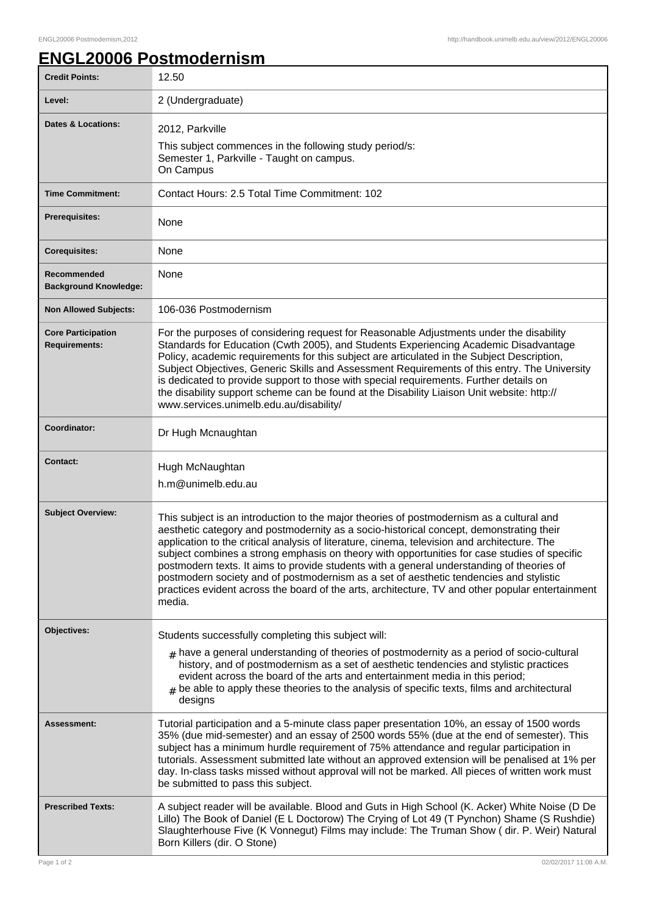# ENGL20006 Postmodernism

| | |
|---|---|
| **Credit Points:** | 12.50 |
| **Level:** | 2 (Undergraduate) |
| **Dates & Locations:** | 2012, Parkville<br>This subject commences in the following study period/s:<br>Semester 1, Parkville - Taught on campus.<br>On Campus |
| **Time Commitment:** | Contact Hours: 2.5 Total Time Commitment: 102 |
| **Prerequisites:** | None |
| **Corequisites:** | None |
| **Recommended Background Knowledge:** | None |
| **Non Allowed Subjects:** | 106-036 Postmodernism |
| **Core Participation Requirements:** | For the purposes of considering request for Reasonable Adjustments under the disability Standards for Education (Cwth 2005), and Students Experiencing Academic Disadvantage Policy, academic requirements for this subject are articulated in the Subject Description, Subject Objectives, Generic Skills and Assessment Requirements of this entry. The University is dedicated to provide support to those with special requirements. Further details on the disability support scheme can be found at the Disability Liaison Unit website: http://www.services.unimelb.edu.au/disability/ |
| **Coordinator:** | Dr Hugh Mcnaughtan |
| **Contact:** | Hugh McNaughtan<br>h.m@unimelb.edu.au |
| **Subject Overview:** | This subject is an introduction to the major theories of postmodernism as a cultural and aesthetic category and postmodernity as a socio-historical concept, demonstrating their application to the critical analysis of literature, cinema, television and architecture. The subject combines a strong emphasis on theory with opportunities for case studies of specific postmodern texts. It aims to provide students with a general understanding of theories of postmodern society and of postmodernism as a set of aesthetic tendencies and stylistic practices evident across the board of the arts, architecture, TV and other popular entertainment media. |
| **Objectives:** | Students successfully completing this subject will:<br># have a general understanding of theories of postmodernity as a period of socio-cultural history, and of postmodernism as a set of aesthetic tendencies and stylistic practices evident across the board of the arts and entertainment media in this period;<br># be able to apply these theories to the analysis of specific texts, films and architectural designs |
| **Assessment:** | Tutorial participation and a 5-minute class paper presentation 10%, an essay of 1500 words 35% (due mid-semester) and an essay of 2500 words 55% (due at the end of semester). This subject has a minimum hurdle requirement of 75% attendance and regular participation in tutorials. Assessment submitted late without an approved extension will be penalised at 1% per day. In-class tasks missed without approval will not be marked. All pieces of written work must be submitted to pass this subject. |
| **Prescribed Texts:** | A subject reader will be available. Blood and Guts in High School (K. Acker) White Noise (D De Lillo) The Book of Daniel (E L Doctorow) The Crying of Lot 49 (T Pynchon) Shame (S Rushdie) Slaughterhouse Five (K Vonnegut) Films may include: The Truman Show ( dir. P. Weir) Natural Born Killers (dir. O Stone) |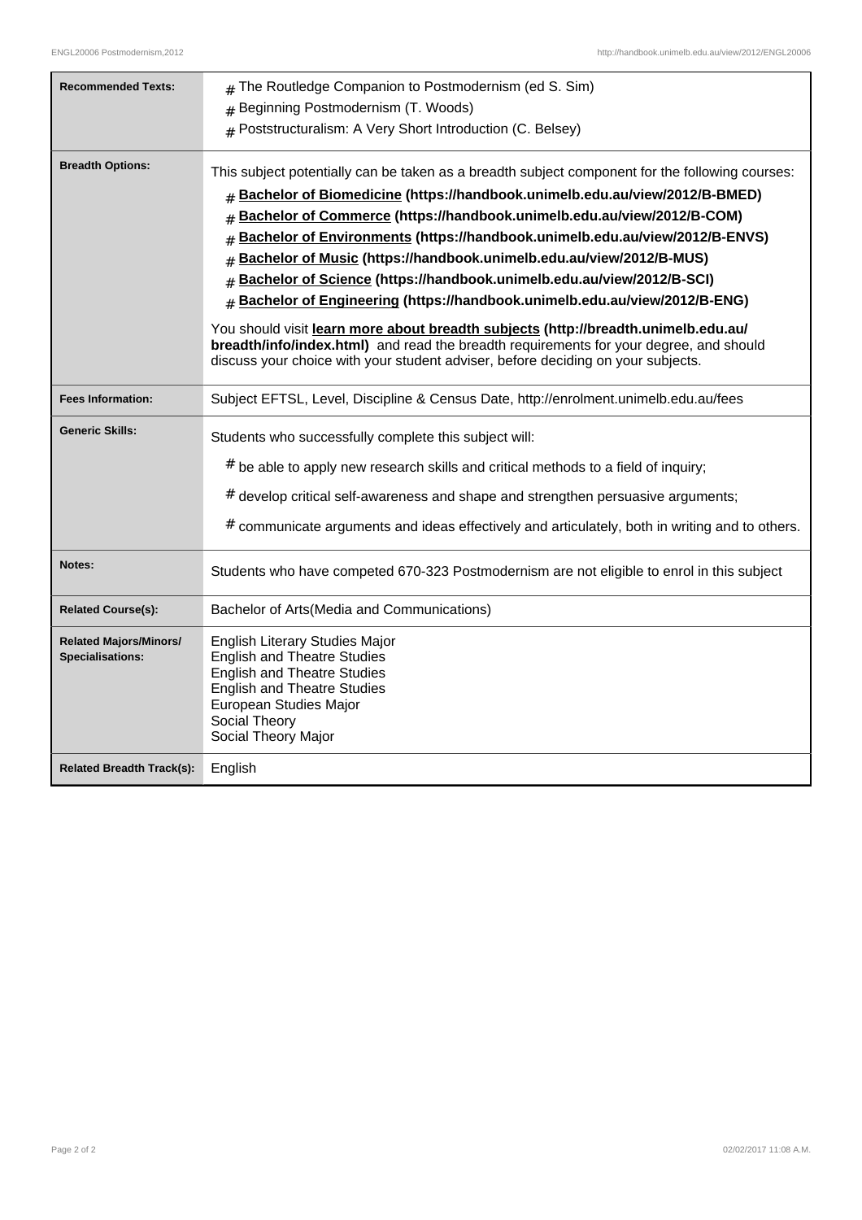| | |
|---|---|
| **Recommended Texts:** | # The Routledge Companion to Postmodernism (ed S. Sim)<br># Beginning Postmodernism (T. Woods)<br># Poststructuralism: A Very Short Introduction (C. Belsey) |
| **Breadth Options:** | This subject potentially can be taken as a breadth subject component for the following courses:<br># **Bachelor of Biomedicine (https://handbook.unimelb.edu.au/view/2012/B-BMED)**<br># **Bachelor of Commerce (https://handbook.unimelb.edu.au/view/2012/B-COM)**<br># **Bachelor of Environments (https://handbook.unimelb.edu.au/view/2012/B-ENVS)**<br># **Bachelor of Music (https://handbook.unimelb.edu.au/view/2012/B-MUS)**<br># **Bachelor of Science (https://handbook.unimelb.edu.au/view/2012/B-SCI)**<br># **Bachelor of Engineering (https://handbook.unimelb.edu.au/view/2012/B-ENG)**<br>You should visit **learn more about breadth subjects (http://breadth.unimelb.edu.au/breadth/info/index.html)** and read the breadth requirements for your degree, and should discuss your choice with your student adviser, before deciding on your subjects. |
| **Fees Information:** | Subject EFTSL, Level, Discipline & Census Date, http://enrolment.unimelb.edu.au/fees |
| **Generic Skills:** | Students who successfully complete this subject will:<br># be able to apply new research skills and critical methods to a field of inquiry;<br># develop critical self-awareness and shape and strengthen persuasive arguments;<br># communicate arguments and ideas effectively and articulately, both in writing and to others. |
| **Notes:** | Students who have competed 670-323 Postmodernism are not eligible to enrol in this subject |
| **Related Course(s):** | Bachelor of Arts(Media and Communications) |
| **Related Majors/Minors/ Specialisations:** | English Literary Studies Major<br>English and Theatre Studies<br>English and Theatre Studies<br>English and Theatre Studies<br>European Studies Major<br>Social Theory<br>Social Theory Major |
| **Related Breadth Track(s):** | English |